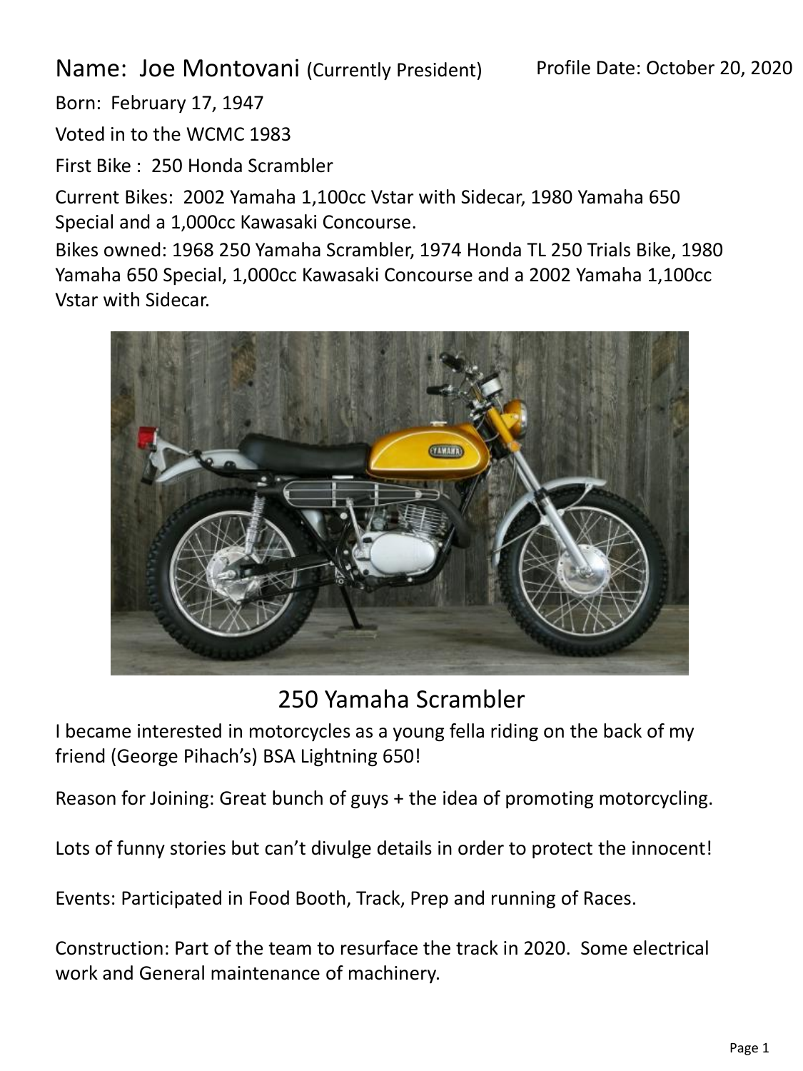Name: Joe Montovani (Currently President)

Profile Date: October 20, 2020

Born: February 17, 1947

Voted in to the WCMC 1983

First Bike : 250 Honda Scrambler

Current Bikes: 2002 Yamaha 1,100cc Vstar with Sidecar, 1980 Yamaha 650 Special and a 1,000cc Kawasaki Concourse.

Bikes owned: 1968 250 Yamaha Scrambler, 1974 Honda TL 250 Trials Bike, 1980 Yamaha 650 Special, 1,000cc Kawasaki Concourse and a 2002 Yamaha 1,100cc Vstar with Sidecar.

250 Yamaha Scrambler

I became interested in motorcycles as a young fella riding on the back of my friend (George Pihach's) BSA Lightning 650!

Reason for Joining: Great bunch of guys + the idea of promoting motorcycling.

Lots of funny stories but can't divulge details in order to protect the innocent!

Events: Participated in Food Booth, Track, Prep and running of Races.

Construction: Part of the team to resurface the track in 2020. Some electrical work and General maintenance of machinery.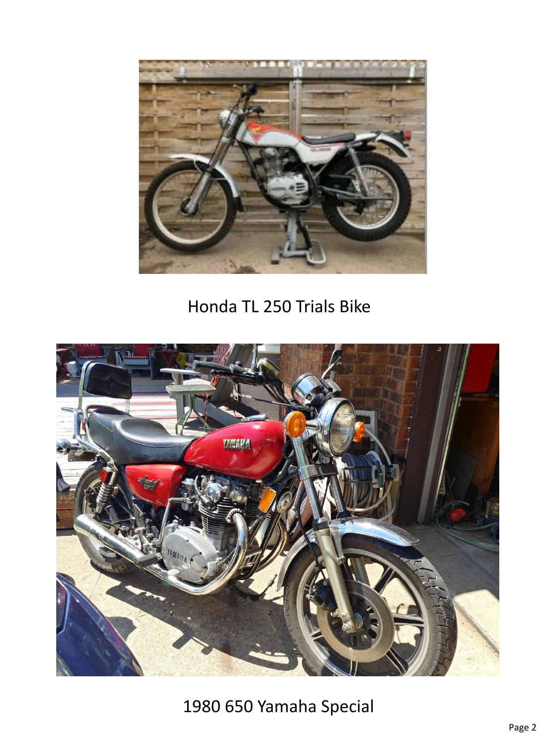Honda TL 250 Trials Bike

1980 650 Yamaha Special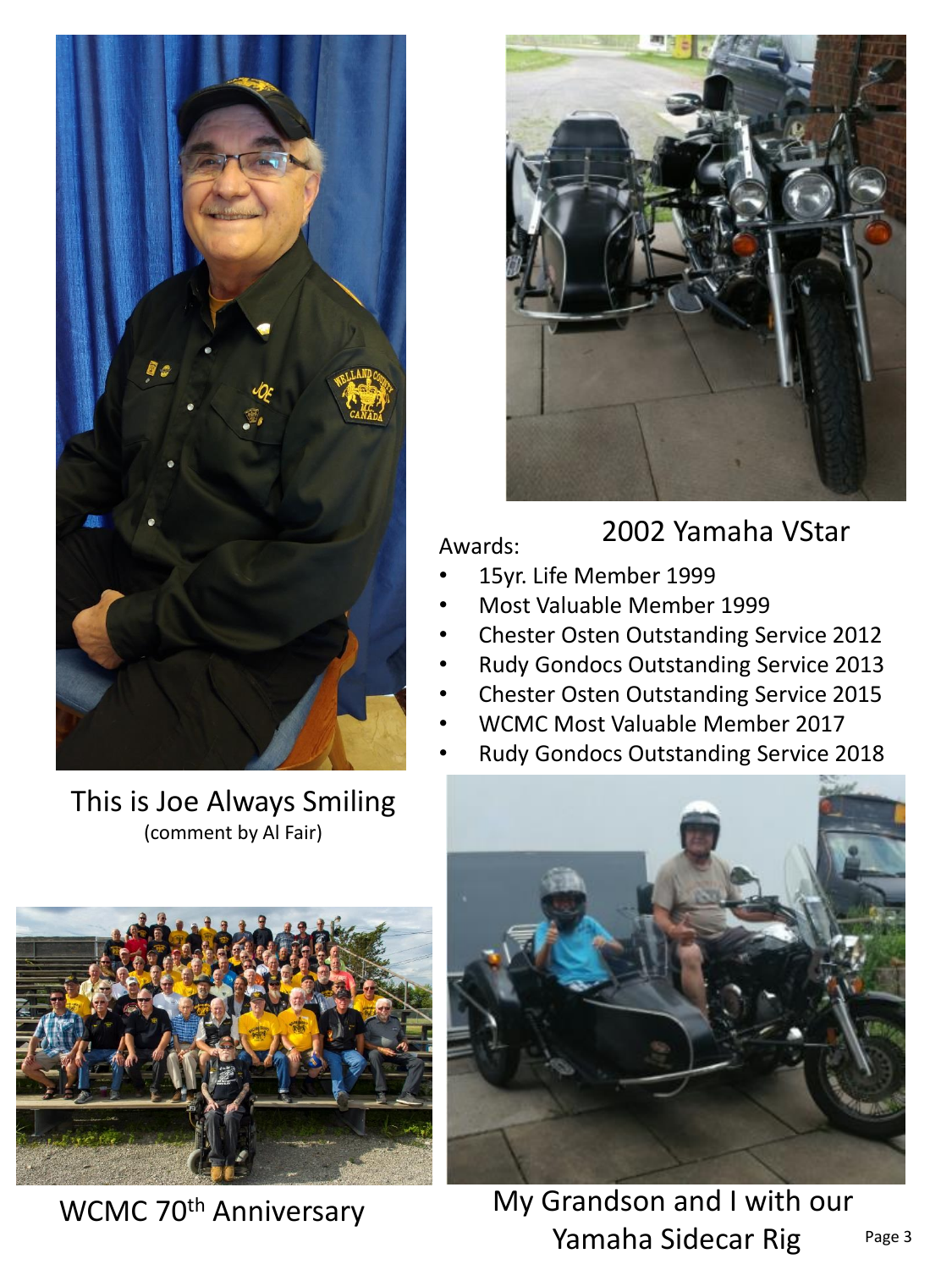This is Joe Always Smiling

(comment by Al Fair)

2002 Yamaha VStar

Awards:

- 15yr. Life Member 1999
- Most Valuable Member 1999
- Chester Osten Outstanding Service 2012
- Rudy Gondocs Outstanding Service 2013
- Chester Osten Outstanding Service 2015
- WCMC Most Valuable Member 2017
- Rudy Gondocs Outstanding Service 2018

WCMC 70th Anniversary

My Grandson and I with our Yamaha Sidecar Rig